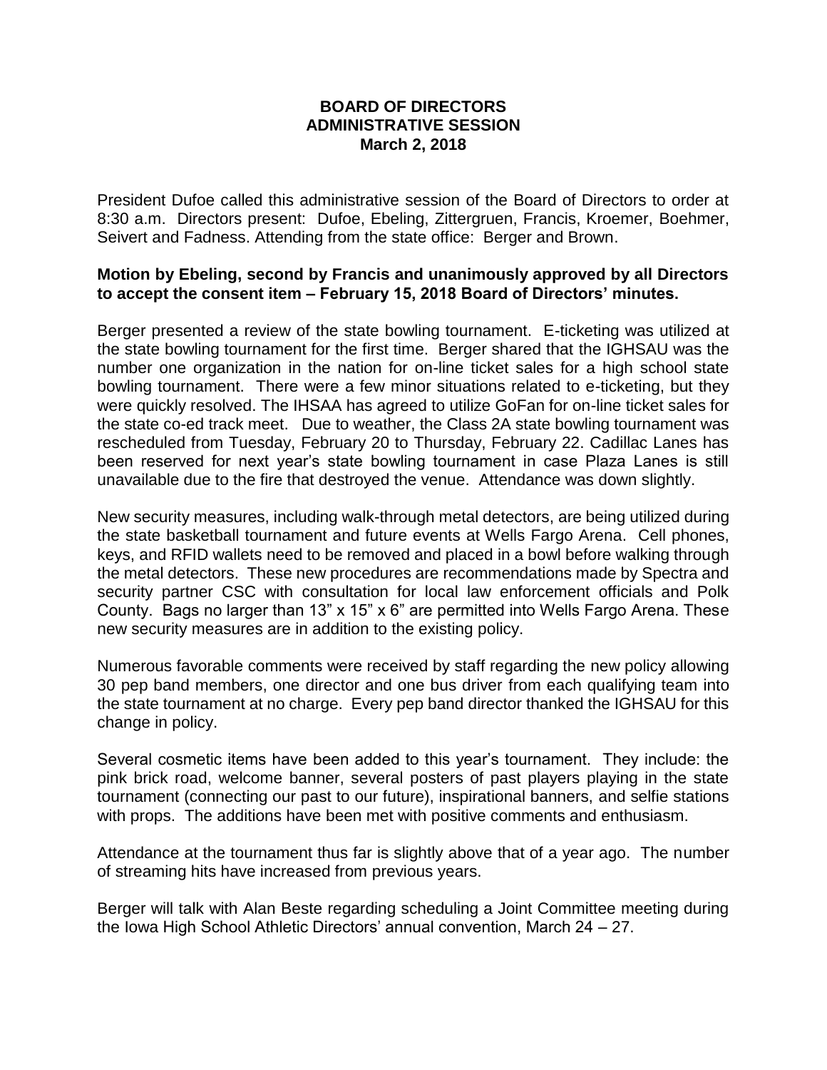**BOARD OF DIRECTORS**
**ADMINISTRATIVE SESSION**
**March 2, 2018**

President Dufoe called this administrative session of the Board of Directors to order at 8:30 a.m. Directors present: Dufoe, Ebeling, Zittergruen, Francis, Kroemer, Boehmer, Seivert and Fadness. Attending from the state office: Berger and Brown.

**Motion by Ebeling, second by Francis and unanimously approved by all Directors to accept the consent item – February 15, 2018 Board of Directors' minutes.**

Berger presented a review of the state bowling tournament. E-ticketing was utilized at the state bowling tournament for the first time. Berger shared that the IGHSAU was the number one organization in the nation for on-line ticket sales for a high school state bowling tournament. There were a few minor situations related to e-ticketing, but they were quickly resolved. The IHSAA has agreed to utilize GoFan for on-line ticket sales for the state co-ed track meet. Due to weather, the Class 2A state bowling tournament was rescheduled from Tuesday, February 20 to Thursday, February 22. Cadillac Lanes has been reserved for next year's state bowling tournament in case Plaza Lanes is still unavailable due to the fire that destroyed the venue. Attendance was down slightly.

New security measures, including walk-through metal detectors, are being utilized during the state basketball tournament and future events at Wells Fargo Arena. Cell phones, keys, and RFID wallets need to be removed and placed in a bowl before walking through the metal detectors. These new procedures are recommendations made by Spectra and security partner CSC with consultation for local law enforcement officials and Polk County. Bags no larger than 13" x 15" x 6" are permitted into Wells Fargo Arena. These new security measures are in addition to the existing policy.

Numerous favorable comments were received by staff regarding the new policy allowing 30 pep band members, one director and one bus driver from each qualifying team into the state tournament at no charge. Every pep band director thanked the IGHSAU for this change in policy.

Several cosmetic items have been added to this year's tournament. They include: the pink brick road, welcome banner, several posters of past players playing in the state tournament (connecting our past to our future), inspirational banners, and selfie stations with props. The additions have been met with positive comments and enthusiasm.

Attendance at the tournament thus far is slightly above that of a year ago. The number of streaming hits have increased from previous years.

Berger will talk with Alan Beste regarding scheduling a Joint Committee meeting during the Iowa High School Athletic Directors' annual convention, March 24 – 27.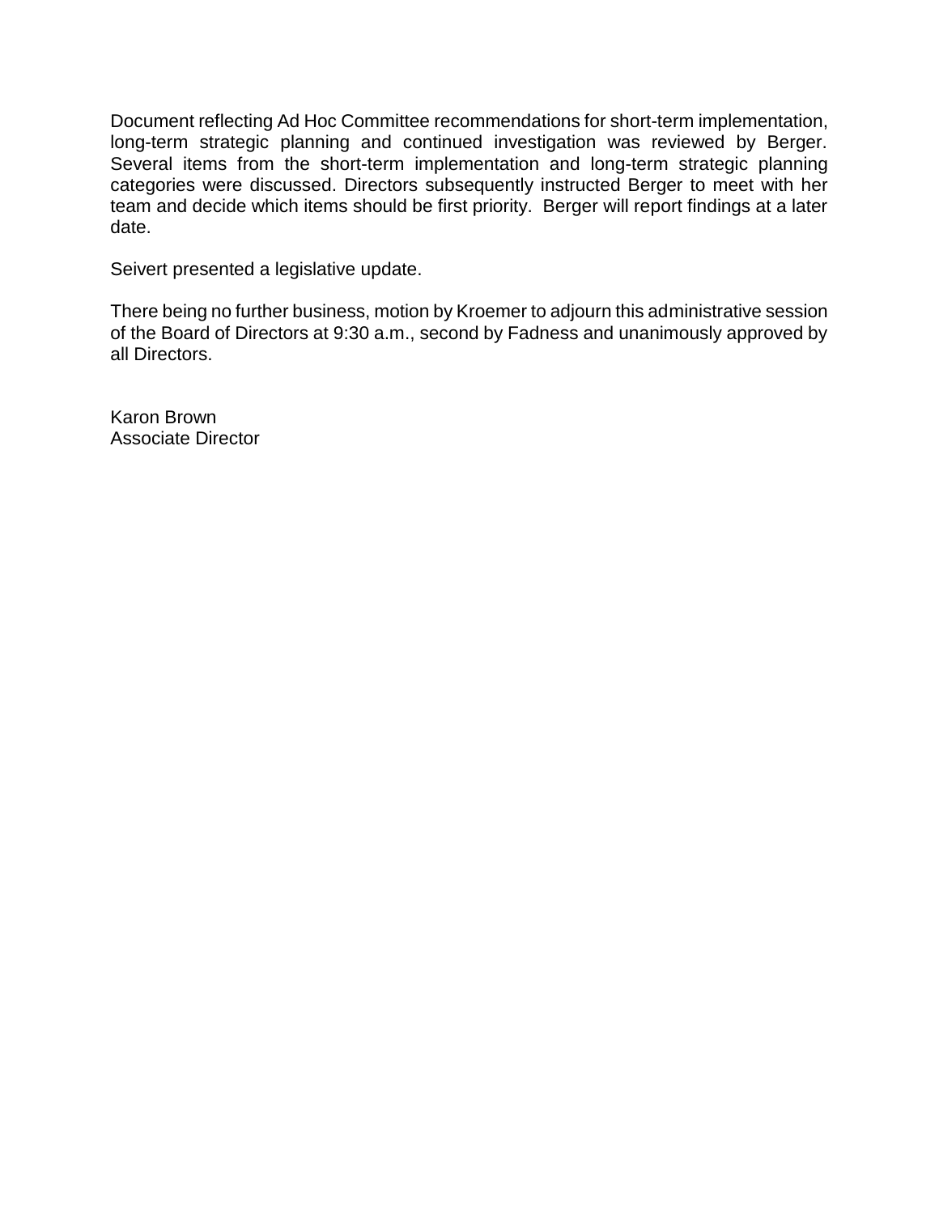Document reflecting Ad Hoc Committee recommendations for short-term implementation, long-term strategic planning and continued investigation was reviewed by Berger. Several items from the short-term implementation and long-term strategic planning categories were discussed. Directors subsequently instructed Berger to meet with her team and decide which items should be first priority. Berger will report findings at a later date.

Seivert presented a legislative update.

There being no further business, motion by Kroemer to adjourn this administrative session of the Board of Directors at 9:30 a.m., second by Fadness and unanimously approved by all Directors.

Karon Brown
Associate Director